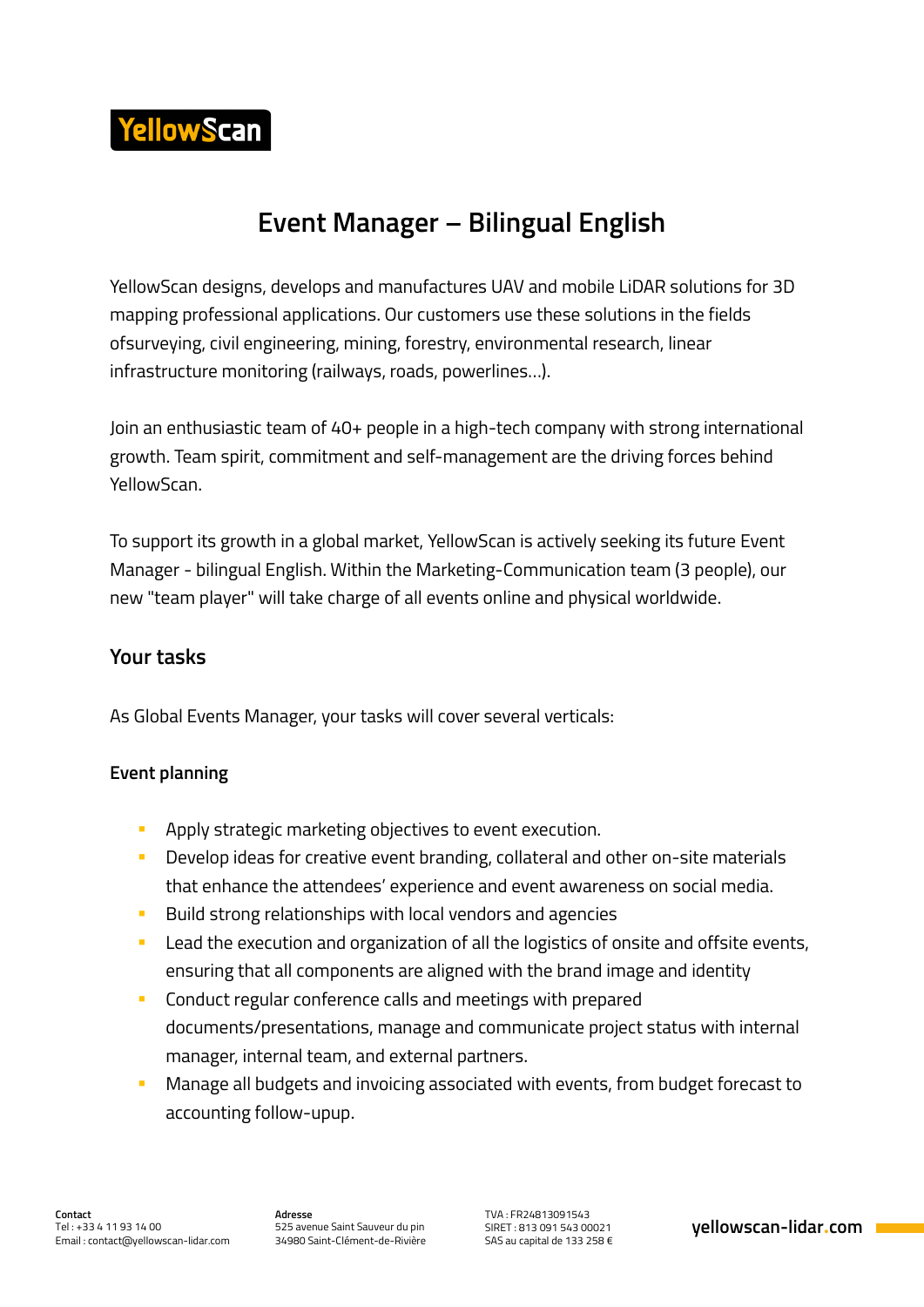# Event Manager – Bilingual English

YellowScan designs, develops and manufactures UAV and mobile LiDAR solutions for 3D mapping professional applications. Our customers use these solutions in the fields ofsurveying, civil engineering, mining, forestry, environmental research, linear infrastructure monitoring (railways, roads, powerlines...).

Join an enthusiastic team of 40+ people in a high-tech company with strong international growth. Team spirit, commitment and self-management are the driving forces behind YellowScan.

To support its growth in a global market, YellowScan is actively seeking its future Event Manager - bilingual English. Within the Marketing-Communication team (3 people), our new "team player" will take charge of all events online and physical worldwide.

## Your tasks

As Global Events Manager, your tasks will cover several verticals:

### Event planning

- Apply strategic marketing objectives to event execution.
- Develop ideas for creative event branding, collateral and other on-site materials that enhance the attendees' experience and event awareness on social media.
- Build strong relationships with local vendors and agencies
- Lead the execution and organization of all the logistics of onsite and offsite events, ensuring that all components are aligned with the brand image and identity
- Conduct regular conference calls and meetings with prepared documents/presentations, manage and communicate project status with internal manager, internal team, and external partners.
- Manage all budgets and invoicing associated with events, from budget forecast to accounting follow-upup.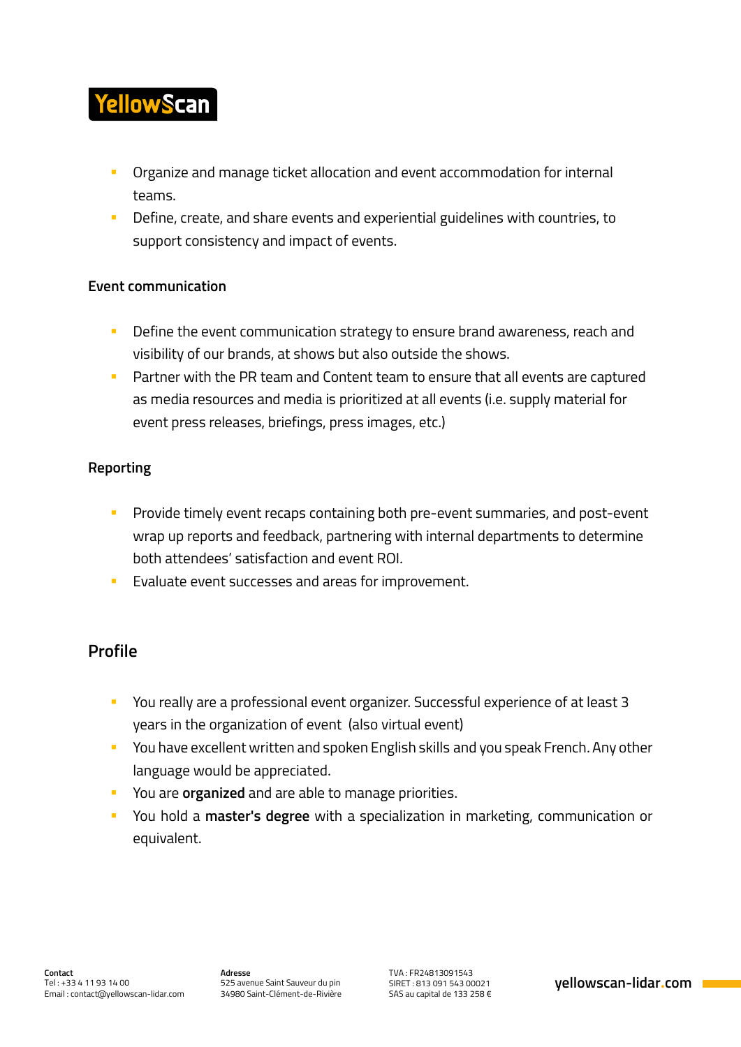- Organize and manage ticket allocation and event accommodation for internal teams.
- Define, create, and share events and experiential guidelines with countries, to support consistency and impact of events.

**Event communication**

- Define the event communication strategy to ensure brand awareness, reach and visibility of our brands, at shows but also outside the shows.
- Partner with the PR team and Content team to ensure that all events are captured as media resources and media is prioritized at all events (i.e. supply material for event press releases, briefings, press images, etc.)

**Reporting**

- Provide timely event recaps containing both pre-event summaries, and post-event wrap up reports and feedback, partnering with internal departments to determine both attendees' satisfaction and event ROI.
- Evaluate event successes and areas for improvement.

## Profile

- You really are a professional event organizer. Successful experience of at least 3 years in the organization of event (also virtual event)
- You have excellent written and spoken English skills and you speak French. Any other language would be appreciated.
- You are **organized** and are able to manage priorities.
- You hold a **master's degree** with a specialization in marketing, communication or equivalent.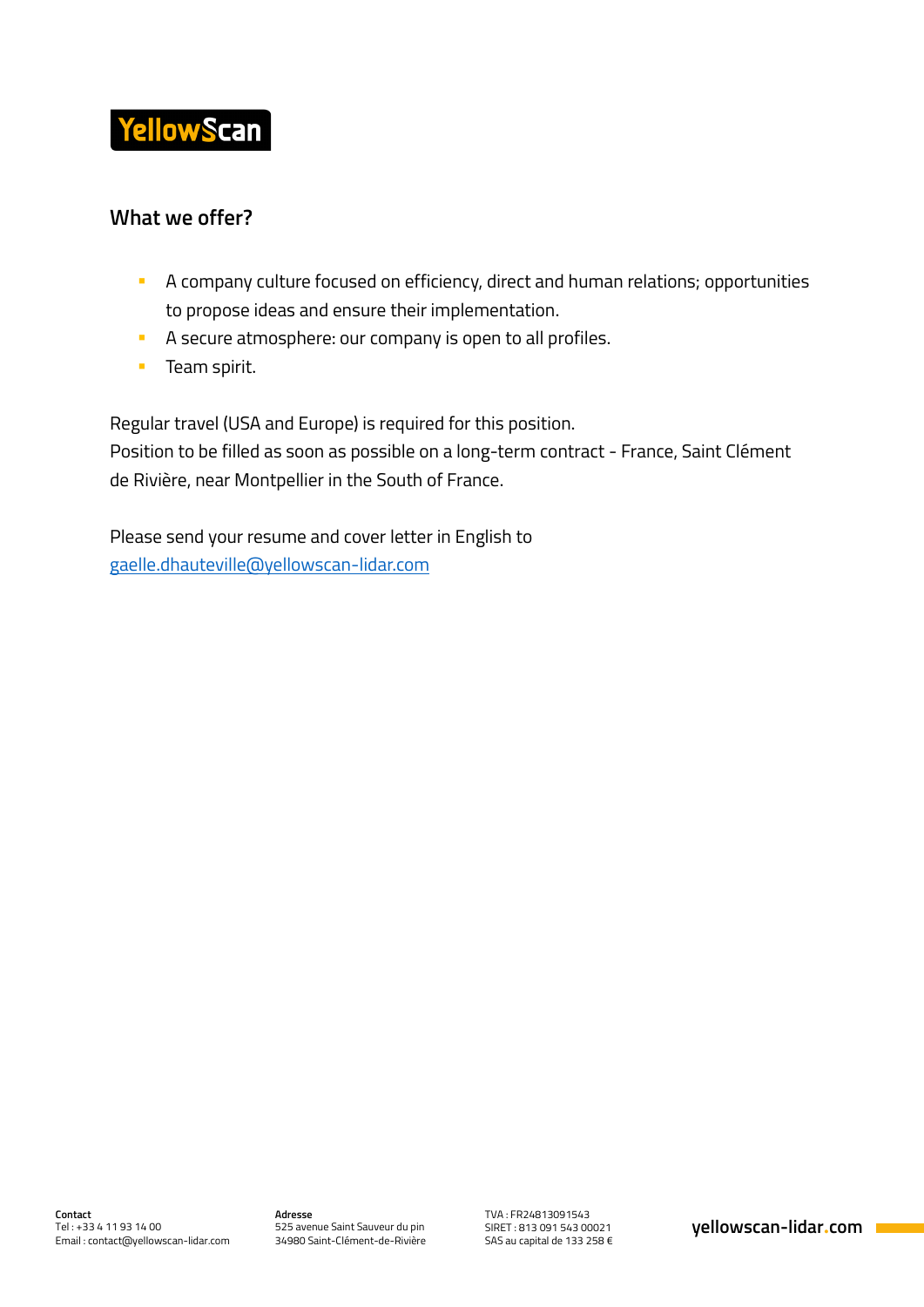## What we offer?

- A company culture focused on efficiency, direct and human relations; opportunities to propose ideas and ensure their implementation.
- A secure atmosphere: our company is open to all profiles.
- Team spirit.

Regular travel (USA and Europe) is required for this position.
Position to be filled as soon as possible on a long-term contract - France, Saint Clément de Rivière, near Montpellier in the South of France.

Please send your resume and cover letter in English to
gaelle.dhauteville@yellowscan-lidar.com